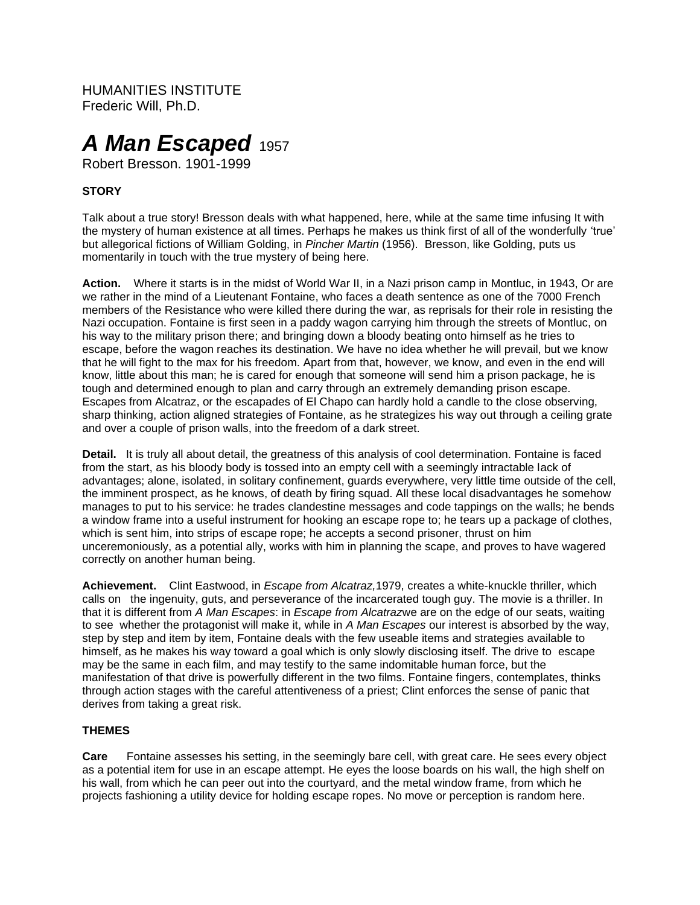HUMANITIES INSTITUTE
Frederic Will, Ph.D.

# *A Man Escaped* 1957

Robert Bresson. 1901-1999

**STORY**

Talk about a true story! Bresson deals with what happened, here, while at the same time infusing It with the mystery of human existence at all times. Perhaps he makes us think first of all of the wonderfully 'true' but allegorical fictions of William Golding, in *Pincher Martin* (1956). Bresson, like Golding, puts us momentarily in touch with the true mystery of being here.

**Action.** Where it starts is in the midst of World War II, in a Nazi prison camp in Montluc, in 1943, Or are we rather in the mind of a Lieutenant Fontaine, who faces a death sentence as one of the 7000 French members of the Resistance who were killed there during the war, as reprisals for their role in resisting the Nazi occupation. Fontaine is first seen in a paddy wagon carrying him through the streets of Montluc, on his way to the military prison there; and bringing down a bloody beating onto himself as he tries to escape, before the wagon reaches its destination. We have no idea whether he will prevail, but we know that he will fight to the max for his freedom. Apart from that, however, we know, and even in the end will know, little about this man; he is cared for enough that someone will send him a prison package, he is tough and determined enough to plan and carry through an extremely demanding prison escape. Escapes from Alcatraz, or the escapades of El Chapo can hardly hold a candle to the close observing, sharp thinking, action aligned strategies of Fontaine, as he strategizes his way out through a ceiling grate and over a couple of prison walls, into the freedom of a dark street.

**Detail.** It is truly all about detail, the greatness of this analysis of cool determination. Fontaine is faced from the start, as his bloody body is tossed into an empty cell with a seemingly intractable lack of advantages; alone, isolated, in solitary confinement, guards everywhere, very little time outside of the cell, the imminent prospect, as he knows, of death by firing squad. All these local disadvantages he somehow manages to put to his service: he trades clandestine messages and code tappings on the walls; he bends a window frame into a useful instrument for hooking an escape rope to; he tears up a package of clothes, which is sent him, into strips of escape rope; he accepts a second prisoner, thrust on him unceremoniously, as a potential ally, works with him in planning the scape, and proves to have wagered correctly on another human being.

**Achievement.** Clint Eastwood, in *Escape from Alcatraz,*1979, creates a white-knuckle thriller, which calls on the ingenuity, guts, and perseverance of the incarcerated tough guy. The movie is a thriller. In that it is different from *A Man Escapes*: in *Escape from Alcatraz*we are on the edge of our seats, waiting to see whether the protagonist will make it, while in *A Man Escapes* our interest is absorbed by the way, step by step and item by item, Fontaine deals with the few useable items and strategies available to himself, as he makes his way toward a goal which is only slowly disclosing itself. The drive to escape may be the same in each film, and may testify to the same indomitable human force, but the manifestation of that drive is powerfully different in the two films. Fontaine fingers, contemplates, thinks through action stages with the careful attentiveness of a priest; Clint enforces the sense of panic that derives from taking a great risk.

**THEMES**

**Care** Fontaine assesses his setting, in the seemingly bare cell, with great care. He sees every object as a potential item for use in an escape attempt. He eyes the loose boards on his wall, the high shelf on his wall, from which he can peer out into the courtyard, and the metal window frame, from which he projects fashioning a utility device for holding escape ropes. No move or perception is random here.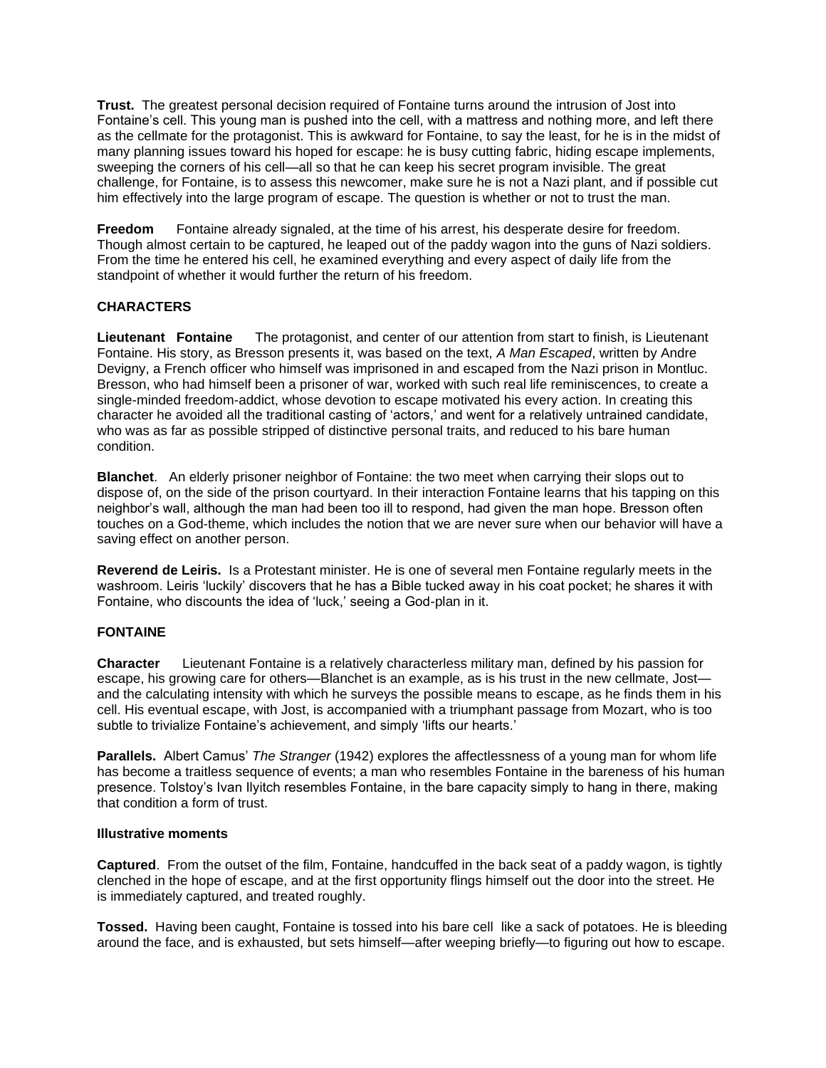**Trust.** The greatest personal decision required of Fontaine turns around the intrusion of Jost into Fontaine's cell. This young man is pushed into the cell, with a mattress and nothing more, and left there as the cellmate for the protagonist. This is awkward for Fontaine, to say the least, for he is in the midst of many planning issues toward his hoped for escape: he is busy cutting fabric, hiding escape implements, sweeping the corners of his cell—all so that he can keep his secret program invisible. The great challenge, for Fontaine, is to assess this newcomer, make sure he is not a Nazi plant, and if possible cut him effectively into the large program of escape. The question is whether or not to trust the man.

**Freedom** Fontaine already signaled, at the time of his arrest, his desperate desire for freedom. Though almost certain to be captured, he leaped out of the paddy wagon into the guns of Nazi soldiers. From the time he entered his cell, he examined everything and every aspect of daily life from the standpoint of whether it would further the return of his freedom.

**CHARACTERS**

**Lieutenant Fontaine** The protagonist, and center of our attention from start to finish, is Lieutenant Fontaine. His story, as Bresson presents it, was based on the text, *A Man Escaped*, written by Andre Devigny, a French officer who himself was imprisoned in and escaped from the Nazi prison in Montluc. Bresson, who had himself been a prisoner of war, worked with such real life reminiscences, to create a single-minded freedom-addict, whose devotion to escape motivated his every action. In creating this character he avoided all the traditional casting of 'actors,' and went for a relatively untrained candidate, who was as far as possible stripped of distinctive personal traits, and reduced to his bare human condition.

**Blanchet**. An elderly prisoner neighbor of Fontaine: the two meet when carrying their slops out to dispose of, on the side of the prison courtyard. In their interaction Fontaine learns that his tapping on this neighbor's wall, although the man had been too ill to respond, had given the man hope. Bresson often touches on a God-theme, which includes the notion that we are never sure when our behavior will have a saving effect on another person.

**Reverend de Leiris.** Is a Protestant minister. He is one of several men Fontaine regularly meets in the washroom. Leiris 'luckily' discovers that he has a Bible tucked away in his coat pocket; he shares it with Fontaine, who discounts the idea of 'luck,' seeing a God-plan in it.

**FONTAINE**

**Character** Lieutenant Fontaine is a relatively characterless military man, defined by his passion for escape, his growing care for others—Blanchet is an example, as is his trust in the new cellmate, Jost—and the calculating intensity with which he surveys the possible means to escape, as he finds them in his cell. His eventual escape, with Jost, is accompanied with a triumphant passage from Mozart, who is too subtle to trivialize Fontaine's achievement, and simply 'lifts our hearts.'

**Parallels.** Albert Camus' *The Stranger* (1942) explores the affectlessness of a young man for whom life has become a traitless sequence of events; a man who resembles Fontaine in the bareness of his human presence. Tolstoy's Ivan Ilyitch resembles Fontaine, in the bare capacity simply to hang in there, making that condition a form of trust.

**Illustrative moments**

**Captured**. From the outset of the film, Fontaine, handcuffed in the back seat of a paddy wagon, is tightly clenched in the hope of escape, and at the first opportunity flings himself out the door into the street. He is immediately captured, and treated roughly.

**Tossed.** Having been caught, Fontaine is tossed into his bare cell like a sack of potatoes. He is bleeding around the face, and is exhausted, but sets himself—after weeping briefly—to figuring out how to escape.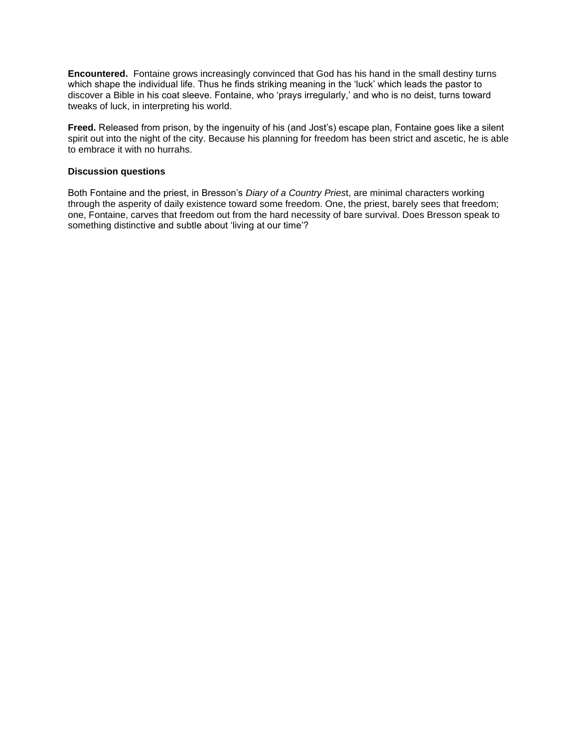**Encountered.** Fontaine grows increasingly convinced that God has his hand in the small destiny turns which shape the individual life. Thus he finds striking meaning in the 'luck' which leads the pastor to discover a Bible in his coat sleeve. Fontaine, who 'prays irregularly,' and who is no deist, turns toward tweaks of luck, in interpreting his world.

**Freed.** Released from prison, by the ingenuity of his (and Jost's) escape plan, Fontaine goes like a silent spirit out into the night of the city. Because his planning for freedom has been strict and ascetic, he is able to embrace it with no hurrahs.

**Discussion questions**

Both Fontaine and the priest, in Bresson's *Diary of a Country Priest*, are minimal characters working through the asperity of daily existence toward some freedom. One, the priest, barely sees that freedom; one, Fontaine, carves that freedom out from the hard necessity of bare survival. Does Bresson speak to something distinctive and subtle about 'living at our time'?